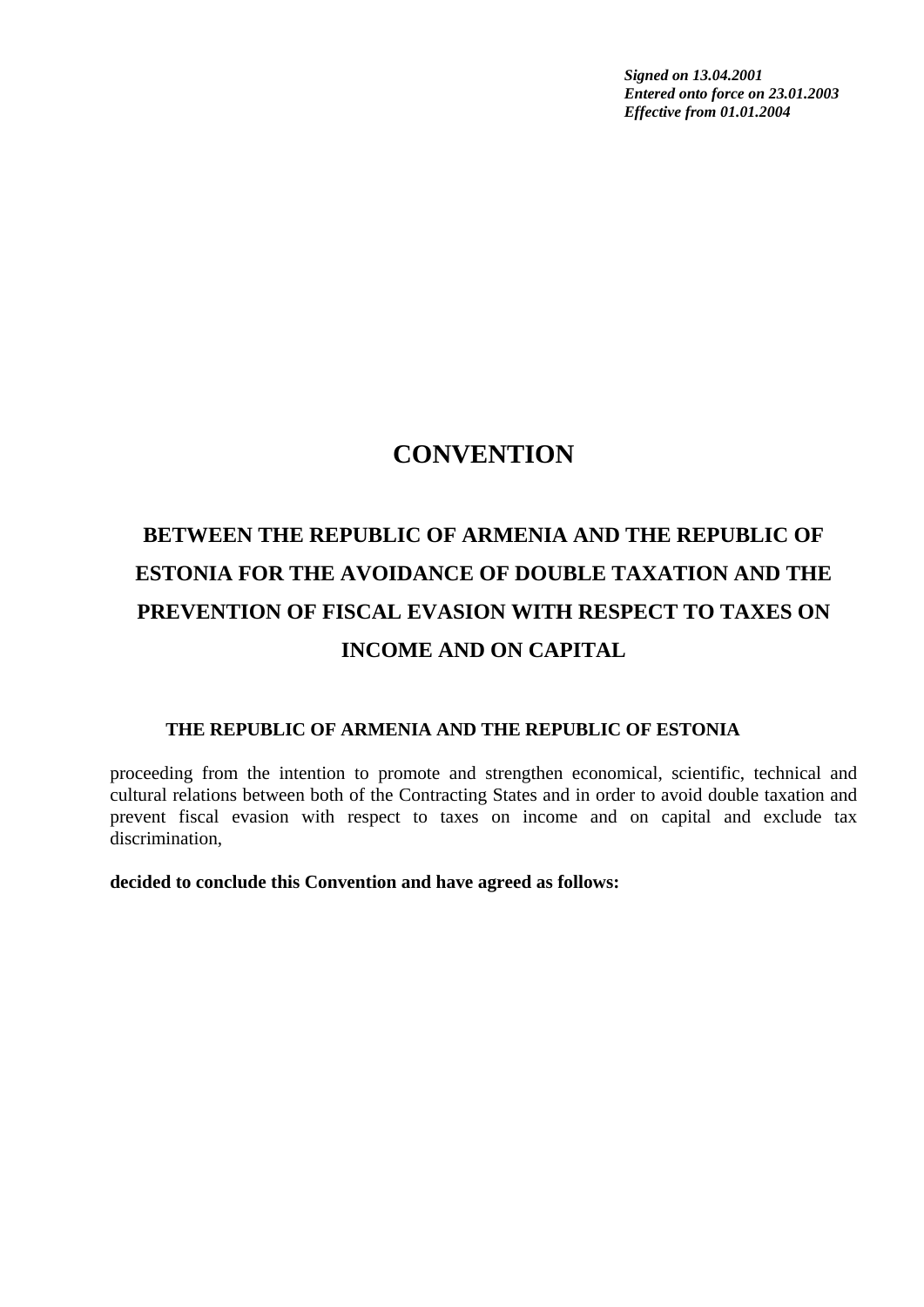***Signed on 13.04.2001***
***Entered onto force on 23.01.2003***
***Effective from 01.01.2004***

# CONVENTION

## BETWEEN THE REPUBLIC OF ARMENIA AND THE REPUBLIC OF ESTONIA FOR THE AVOIDANCE OF DOUBLE TAXATION AND THE PREVENTION OF FISCAL EVASION WITH RESPECT TO TAXES ON INCOME AND ON CAPITAL

**THE REPUBLIC OF ARMENIA AND THE REPUBLIC OF ESTONIA**

proceeding from the intention to promote and strengthen economical, scientific, technical and cultural relations between both of the Contracting States and in order to avoid double taxation and prevent fiscal evasion with respect to taxes on income and on capital and exclude tax discrimination,

**decided to conclude this Convention and have agreed as follows:**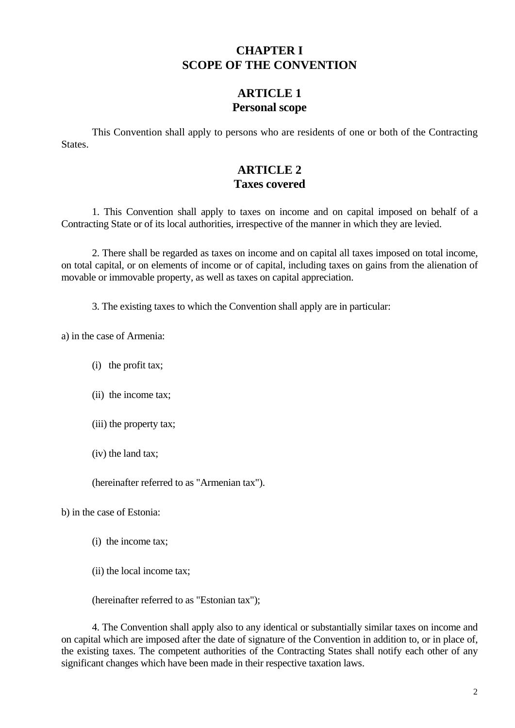# CHAPTER I
# SCOPE OF THE CONVENTION

## ARTICLE 1
## Personal scope

This Convention shall apply to persons who are residents of one or both of the Contracting States.

## ARTICLE 2
## Taxes covered

1. This Convention shall apply to taxes on income and on capital imposed on behalf of a Contracting State or of its local authorities, irrespective of the manner in which they are levied.

2. There shall be regarded as taxes on income and on capital all taxes imposed on total income, on total capital, or on elements of income or of capital, including taxes on gains from the alienation of movable or immovable property, as well as taxes on capital appreciation.

3. The existing taxes to which the Convention shall apply are in particular:

a) in the case of Armenia:

(i) the profit tax;

(ii) the income tax;

(iii) the property tax;

(iv) the land tax;

(hereinafter referred to as "Armenian tax").

b) in the case of Estonia:

(i) the income tax;

(ii) the local income tax;

(hereinafter referred to as "Estonian tax");

4. The Convention shall apply also to any identical or substantially similar taxes on income and on capital which are imposed after the date of signature of the Convention in addition to, or in place of, the existing taxes. The competent authorities of the Contracting States shall notify each other of any significant changes which have been made in their respective taxation laws.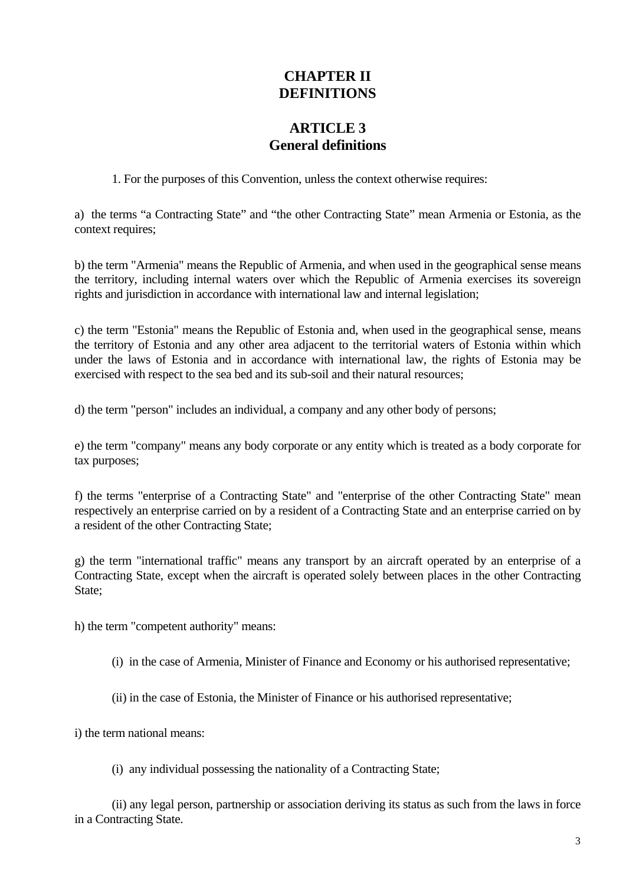# CHAPTER II
# DEFINITIONS

## ARTICLE 3
## General definitions

1. For the purposes of this Convention, unless the context otherwise requires:

a) the terms "a Contracting State" and "the other Contracting State" mean Armenia or Estonia, as the context requires;

b) the term "Armenia" means the Republic of Armenia, and when used in the geographical sense means the territory, including internal waters over which the Republic of Armenia exercises its sovereign rights and jurisdiction in accordance with international law and internal legislation;

c) the term "Estonia" means the Republic of Estonia and, when used in the geographical sense, means the territory of Estonia and any other area adjacent to the territorial waters of Estonia within which under the laws of Estonia and in accordance with international law, the rights of Estonia may be exercised with respect to the sea bed and its sub-soil and their natural resources;

d) the term "person" includes an individual, a company and any other body of persons;

e) the term "company" means any body corporate or any entity which is treated as a body corporate for tax purposes;

f) the terms "enterprise of a Contracting State" and "enterprise of the other Contracting State" mean respectively an enterprise carried on by a resident of a Contracting State and an enterprise carried on by a resident of the other Contracting State;

g) the term "international traffic" means any transport by an aircraft operated by an enterprise of a Contracting State, except when the aircraft is operated solely between places in the other Contracting State;

h) the term "competent authority" means:

(i) in the case of Armenia, Minister of Finance and Economy or his authorised representative;

(ii) in the case of Estonia, the Minister of Finance or his authorised representative;

i) the term national means:

(i) any individual possessing the nationality of a Contracting State;

(ii) any legal person, partnership or association deriving its status as such from the laws in force in a Contracting State.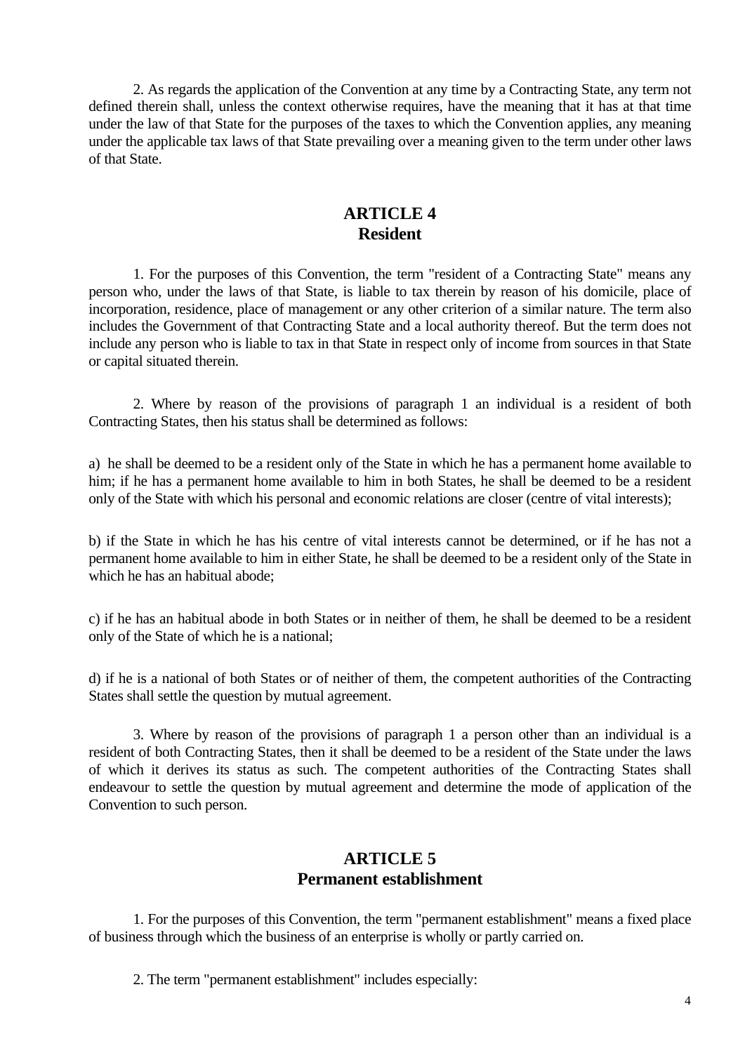2. As regards the application of the Convention at any time by a Contracting State, any term not defined therein shall, unless the context otherwise requires, have the meaning that it has at that time under the law of that State for the purposes of the taxes to which the Convention applies, any meaning under the applicable tax laws of that State prevailing over a meaning given to the term under other laws of that State.

## ARTICLE 4
## Resident

1. For the purposes of this Convention, the term "resident of a Contracting State" means any person who, under the laws of that State, is liable to tax therein by reason of his domicile, place of incorporation, residence, place of management or any other criterion of a similar nature. The term also includes the Government of that Contracting State and a local authority thereof. But the term does not include any person who is liable to tax in that State in respect only of income from sources in that State or capital situated therein.

2. Where by reason of the provisions of paragraph 1 an individual is a resident of both Contracting States, then his status shall be determined as follows:

a) he shall be deemed to be a resident only of the State in which he has a permanent home available to him; if he has a permanent home available to him in both States, he shall be deemed to be a resident only of the State with which his personal and economic relations are closer (centre of vital interests);

b) if the State in which he has his centre of vital interests cannot be determined, or if he has not a permanent home available to him in either State, he shall be deemed to be a resident only of the State in which he has an habitual abode;

c) if he has an habitual abode in both States or in neither of them, he shall be deemed to be a resident only of the State of which he is a national;

d) if he is a national of both States or of neither of them, the competent authorities of the Contracting States shall settle the question by mutual agreement.

3. Where by reason of the provisions of paragraph 1 a person other than an individual is a resident of both Contracting States, then it shall be deemed to be a resident of the State under the laws of which it derives its status as such. The competent authorities of the Contracting States shall endeavour to settle the question by mutual agreement and determine the mode of application of the Convention to such person.

## ARTICLE 5
## Permanent establishment

1. For the purposes of this Convention, the term "permanent establishment" means a fixed place of business through which the business of an enterprise is wholly or partly carried on.

2. The term "permanent establishment" includes especially: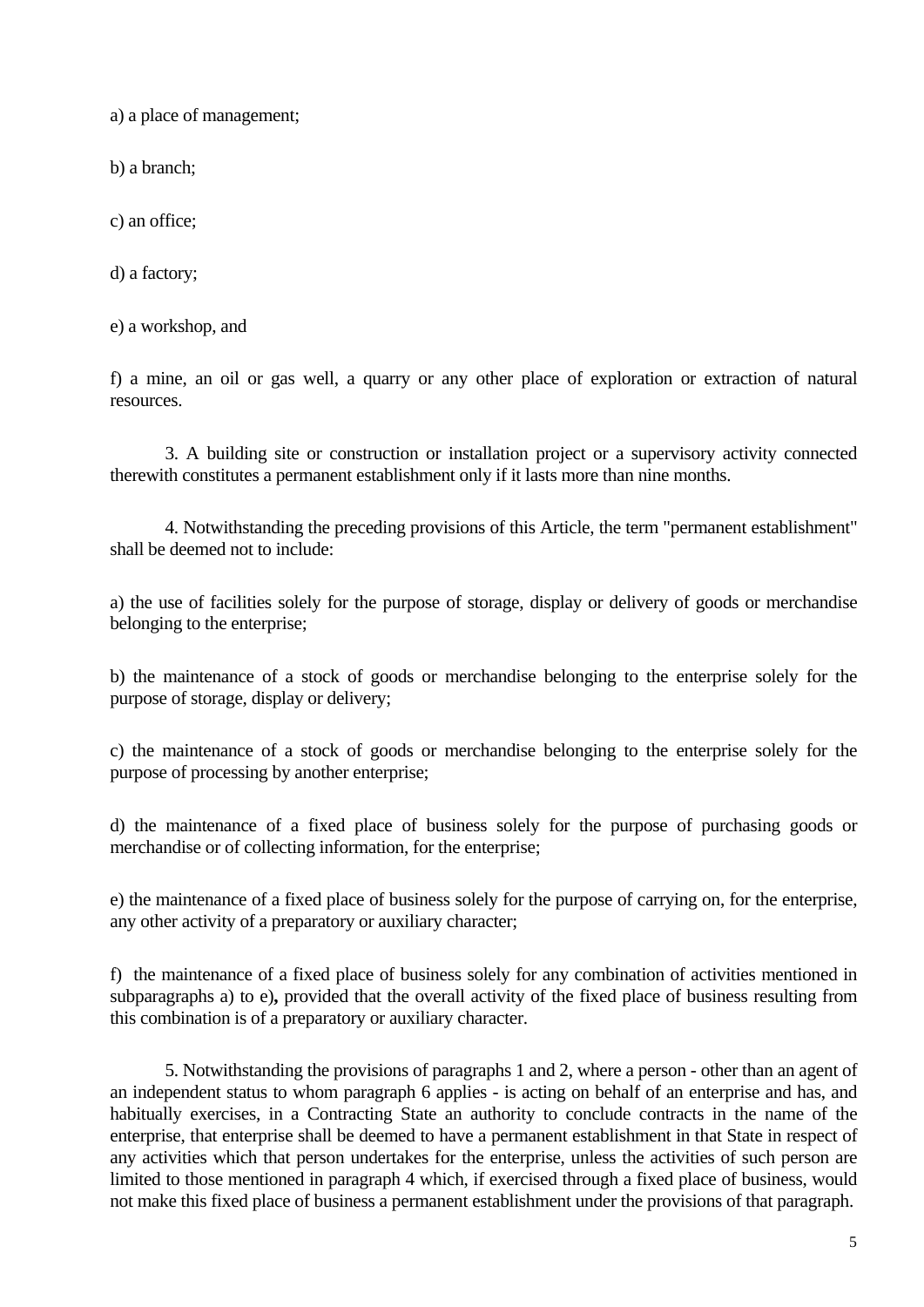a) a place of management;

b) a branch;

c) an office;

d) a factory;

e) a workshop, and

f) a mine, an oil or gas well, a quarry or any other place of exploration or extraction of natural resources.

3. A building site or construction or installation project or a supervisory activity connected therewith constitutes a permanent establishment only if it lasts more than nine months.

4. Notwithstanding the preceding provisions of this Article, the term "permanent establishment" shall be deemed not to include:

a) the use of facilities solely for the purpose of storage, display or delivery of goods or merchandise belonging to the enterprise;

b) the maintenance of a stock of goods or merchandise belonging to the enterprise solely for the purpose of storage, display or delivery;

c) the maintenance of a stock of goods or merchandise belonging to the enterprise solely for the purpose of processing by another enterprise;

d) the maintenance of a fixed place of business solely for the purpose of purchasing goods or merchandise or of collecting information, for the enterprise;

e) the maintenance of a fixed place of business solely for the purpose of carrying on, for the enterprise, any other activity of a preparatory or auxiliary character;

f) the maintenance of a fixed place of business solely for any combination of activities mentioned in subparagraphs a) to e)**,** provided that the overall activity of the fixed place of business resulting from this combination is of a preparatory or auxiliary character.

5. Notwithstanding the provisions of paragraphs 1 and 2, where a person - other than an agent of an independent status to whom paragraph 6 applies - is acting on behalf of an enterprise and has, and habitually exercises, in a Contracting State an authority to conclude contracts in the name of the enterprise, that enterprise shall be deemed to have a permanent establishment in that State in respect of any activities which that person undertakes for the enterprise, unless the activities of such person are limited to those mentioned in paragraph 4 which, if exercised through a fixed place of business, would not make this fixed place of business a permanent establishment under the provisions of that paragraph.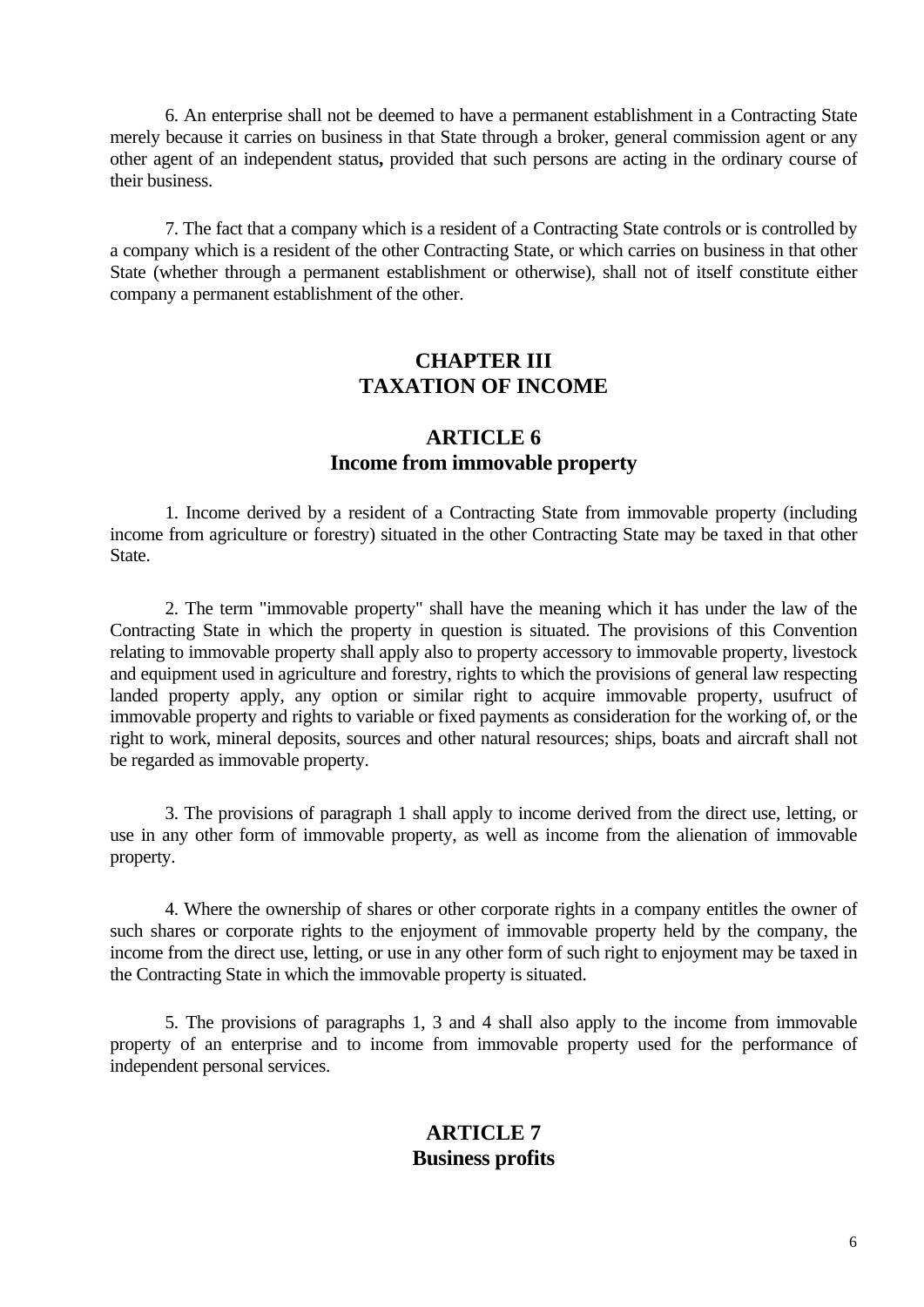6. An enterprise shall not be deemed to have a permanent establishment in a Contracting State merely because it carries on business in that State through a broker, general commission agent or any other agent of an independent status**,** provided that such persons are acting in the ordinary course of their business.

7. The fact that a company which is a resident of a Contracting State controls or is controlled by a company which is a resident of the other Contracting State, or which carries on business in that other State (whether through a permanent establishment or otherwise), shall not of itself constitute either company a permanent establishment of the other.

## CHAPTER III
## TAXATION OF INCOME

### ARTICLE 6
### Income from immovable property

1. Income derived by a resident of a Contracting State from immovable property (including income from agriculture or forestry) situated in the other Contracting State may be taxed in that other State.

2. The term "immovable property" shall have the meaning which it has under the law of the Contracting State in which the property in question is situated. The provisions of this Convention relating to immovable property shall apply also to property accessory to immovable property, livestock and equipment used in agriculture and forestry, rights to which the provisions of general law respecting landed property apply, any option or similar right to acquire immovable property, usufruct of immovable property and rights to variable or fixed payments as consideration for the working of, or the right to work, mineral deposits, sources and other natural resources; ships, boats and aircraft shall not be regarded as immovable property.

3. The provisions of paragraph 1 shall apply to income derived from the direct use, letting, or use in any other form of immovable property, as well as income from the alienation of immovable property.

4. Where the ownership of shares or other corporate rights in a company entitles the owner of such shares or corporate rights to the enjoyment of immovable property held by the company, the income from the direct use, letting, or use in any other form of such right to enjoyment may be taxed in the Contracting State in which the immovable property is situated.

5. The provisions of paragraphs 1, 3 and 4 shall also apply to the income from immovable property of an enterprise and to income from immovable property used for the performance of independent personal services.

### ARTICLE 7
### Business profits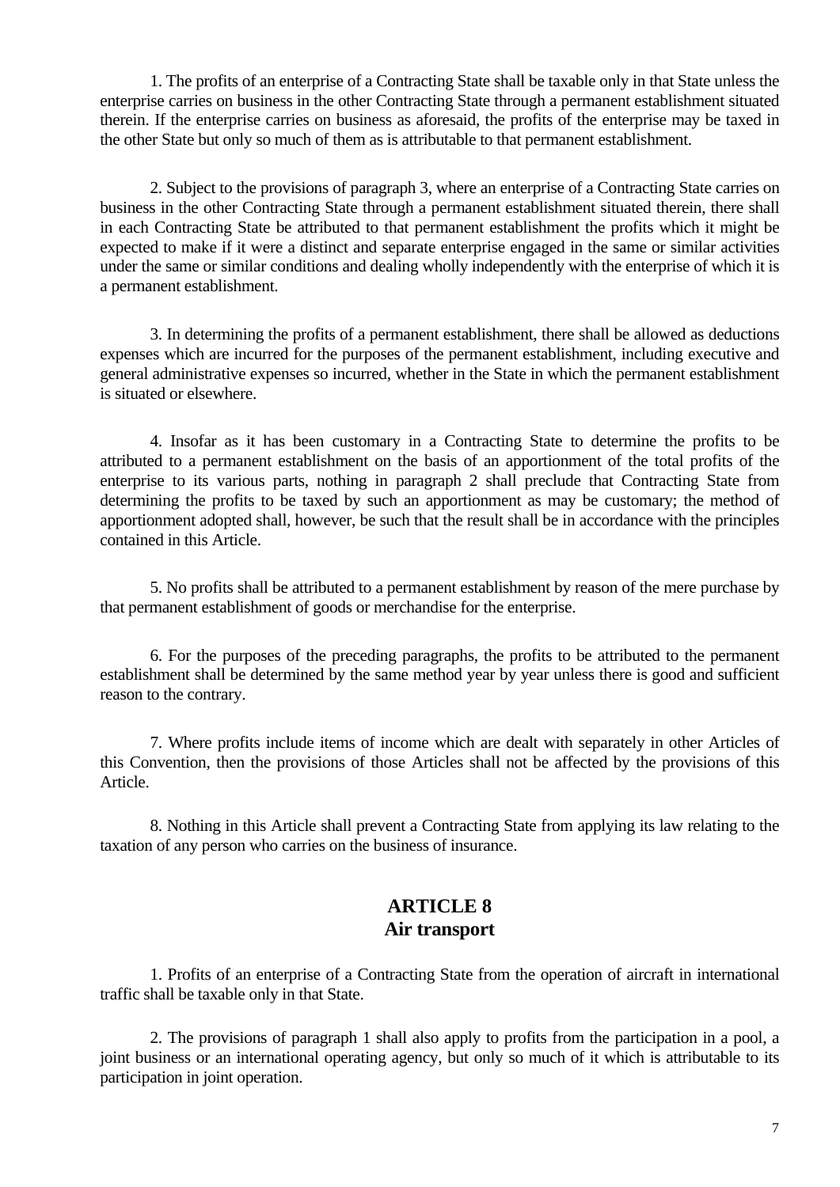1. The profits of an enterprise of a Contracting State shall be taxable only in that State unless the enterprise carries on business in the other Contracting State through a permanent establishment situated therein. If the enterprise carries on business as aforesaid, the profits of the enterprise may be taxed in the other State but only so much of them as is attributable to that permanent establishment.

2. Subject to the provisions of paragraph 3, where an enterprise of a Contracting State carries on business in the other Contracting State through a permanent establishment situated therein, there shall in each Contracting State be attributed to that permanent establishment the profits which it might be expected to make if it were a distinct and separate enterprise engaged in the same or similar activities under the same or similar conditions and dealing wholly independently with the enterprise of which it is a permanent establishment.

3. In determining the profits of a permanent establishment, there shall be allowed as deductions expenses which are incurred for the purposes of the permanent establishment, including executive and general administrative expenses so incurred, whether in the State in which the permanent establishment is situated or elsewhere.

4. Insofar as it has been customary in a Contracting State to determine the profits to be attributed to a permanent establishment on the basis of an apportionment of the total profits of the enterprise to its various parts, nothing in paragraph 2 shall preclude that Contracting State from determining the profits to be taxed by such an apportionment as may be customary; the method of apportionment adopted shall, however, be such that the result shall be in accordance with the principles contained in this Article.

5. No profits shall be attributed to a permanent establishment by reason of the mere purchase by that permanent establishment of goods or merchandise for the enterprise.

6. For the purposes of the preceding paragraphs, the profits to be attributed to the permanent establishment shall be determined by the same method year by year unless there is good and sufficient reason to the contrary.

7. Where profits include items of income which are dealt with separately in other Articles of this Convention, then the provisions of those Articles shall not be affected by the provisions of this Article.

8. Nothing in this Article shall prevent a Contracting State from applying its law relating to the taxation of any person who carries on the business of insurance.

## ARTICLE 8
## Air transport

1. Profits of an enterprise of a Contracting State from the operation of aircraft in international traffic shall be taxable only in that State.

2. The provisions of paragraph 1 shall also apply to profits from the participation in a pool, a joint business or an international operating agency, but only so much of it which is attributable to its participation in joint operation.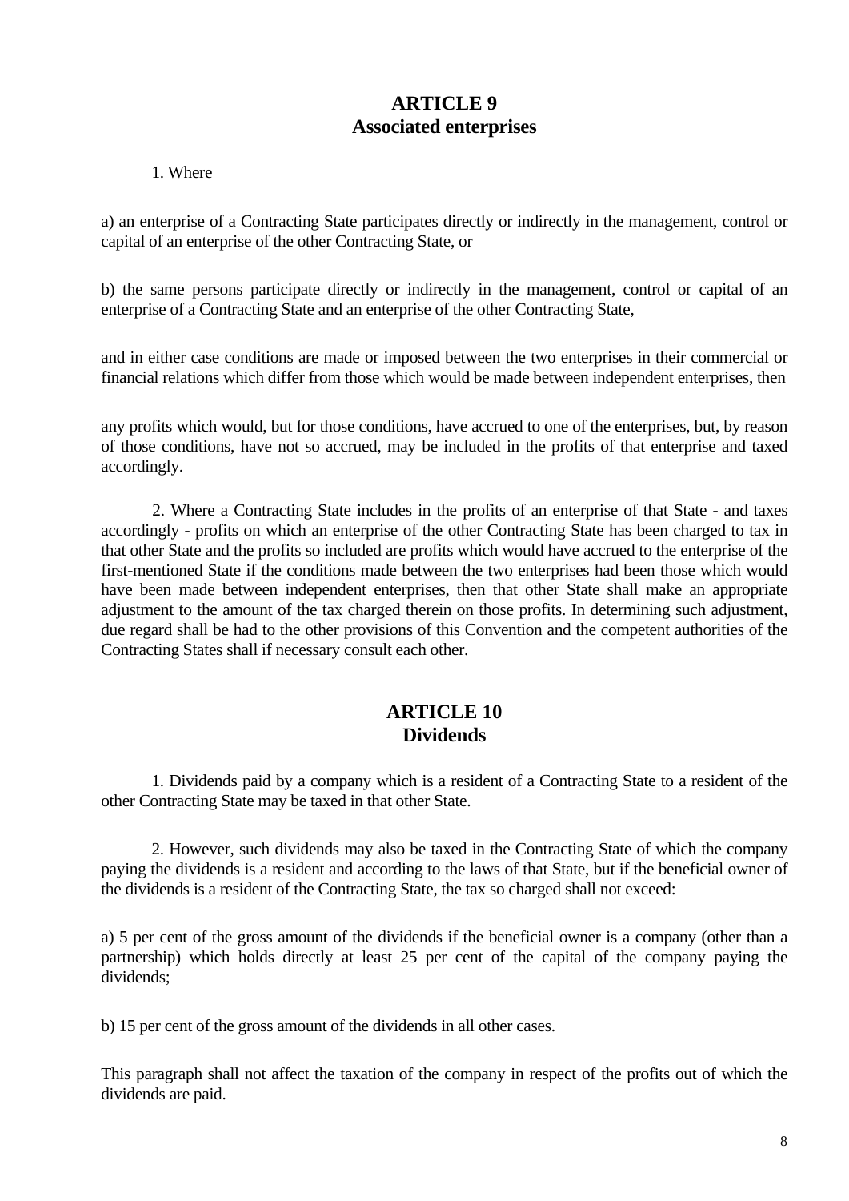## ARTICLE 9
## Associated enterprises

1. Where

a) an enterprise of a Contracting State participates directly or indirectly in the management, control or capital of an enterprise of the other Contracting State, or

b) the same persons participate directly or indirectly in the management, control or capital of an enterprise of a Contracting State and an enterprise of the other Contracting State,

and in either case conditions are made or imposed between the two enterprises in their commercial or financial relations which differ from those which would be made between independent enterprises, then

any profits which would, but for those conditions, have accrued to one of the enterprises, but, by reason of those conditions, have not so accrued, may be included in the profits of that enterprise and taxed accordingly.

2. Where a Contracting State includes in the profits of an enterprise of that State - and taxes accordingly - profits on which an enterprise of the other Contracting State has been charged to tax in that other State and the profits so included are profits which would have accrued to the enterprise of the first-mentioned State if the conditions made between the two enterprises had been those which would have been made between independent enterprises, then that other State shall make an appropriate adjustment to the amount of the tax charged therein on those profits. In determining such adjustment, due regard shall be had to the other provisions of this Convention and the competent authorities of the Contracting States shall if necessary consult each other.

## ARTICLE 10
## Dividends

1. Dividends paid by a company which is a resident of a Contracting State to a resident of the other Contracting State may be taxed in that other State.

2. However, such dividends may also be taxed in the Contracting State of which the company paying the dividends is a resident and according to the laws of that State, but if the beneficial owner of the dividends is a resident of the Contracting State, the tax so charged shall not exceed:

a) 5 per cent of the gross amount of the dividends if the beneficial owner is a company (other than a partnership) which holds directly at least 25 per cent of the capital of the company paying the dividends;

b) 15 per cent of the gross amount of the dividends in all other cases.

This paragraph shall not affect the taxation of the company in respect of the profits out of which the dividends are paid.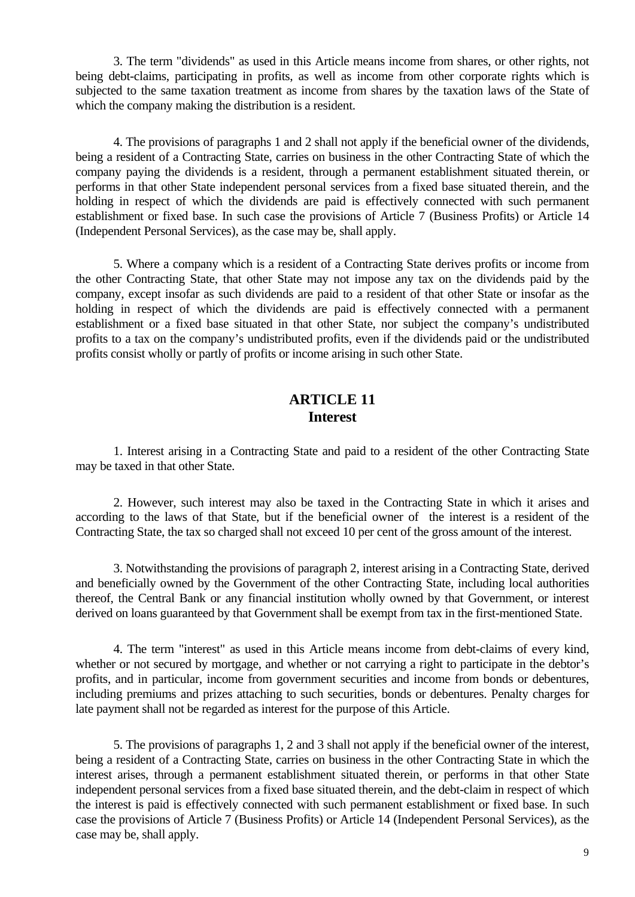3. The term "dividends" as used in this Article means income from shares, or other rights, not being debt-claims, participating in profits, as well as income from other corporate rights which is subjected to the same taxation treatment as income from shares by the taxation laws of the State of which the company making the distribution is a resident.

4. The provisions of paragraphs 1 and 2 shall not apply if the beneficial owner of the dividends, being a resident of a Contracting State, carries on business in the other Contracting State of which the company paying the dividends is a resident, through a permanent establishment situated therein, or performs in that other State independent personal services from a fixed base situated therein, and the holding in respect of which the dividends are paid is effectively connected with such permanent establishment or fixed base. In such case the provisions of Article 7 (Business Profits) or Article 14 (Independent Personal Services), as the case may be, shall apply.

5. Where a company which is a resident of a Contracting State derives profits or income from the other Contracting State, that other State may not impose any tax on the dividends paid by the company, except insofar as such dividends are paid to a resident of that other State or insofar as the holding in respect of which the dividends are paid is effectively connected with a permanent establishment or a fixed base situated in that other State, nor subject the company's undistributed profits to a tax on the company's undistributed profits, even if the dividends paid or the undistributed profits consist wholly or partly of profits or income arising in such other State.

## ARTICLE 11
## Interest

1. Interest arising in a Contracting State and paid to a resident of the other Contracting State may be taxed in that other State.

2. However, such interest may also be taxed in the Contracting State in which it arises and according to the laws of that State, but if the beneficial owner of the interest is a resident of the Contracting State, the tax so charged shall not exceed 10 per cent of the gross amount of the interest.

3. Notwithstanding the provisions of paragraph 2, interest arising in a Contracting State, derived and beneficially owned by the Government of the other Contracting State, including local authorities thereof, the Central Bank or any financial institution wholly owned by that Government, or interest derived on loans guaranteed by that Government shall be exempt from tax in the first-mentioned State.

4. The term "interest" as used in this Article means income from debt-claims of every kind, whether or not secured by mortgage, and whether or not carrying a right to participate in the debtor's profits, and in particular, income from government securities and income from bonds or debentures, including premiums and prizes attaching to such securities, bonds or debentures. Penalty charges for late payment shall not be regarded as interest for the purpose of this Article.

5. The provisions of paragraphs 1, 2 and 3 shall not apply if the beneficial owner of the interest, being a resident of a Contracting State, carries on business in the other Contracting State in which the interest arises, through a permanent establishment situated therein, or performs in that other State independent personal services from a fixed base situated therein, and the debt-claim in respect of which the interest is paid is effectively connected with such permanent establishment or fixed base. In such case the provisions of Article 7 (Business Profits) or Article 14 (Independent Personal Services), as the case may be, shall apply.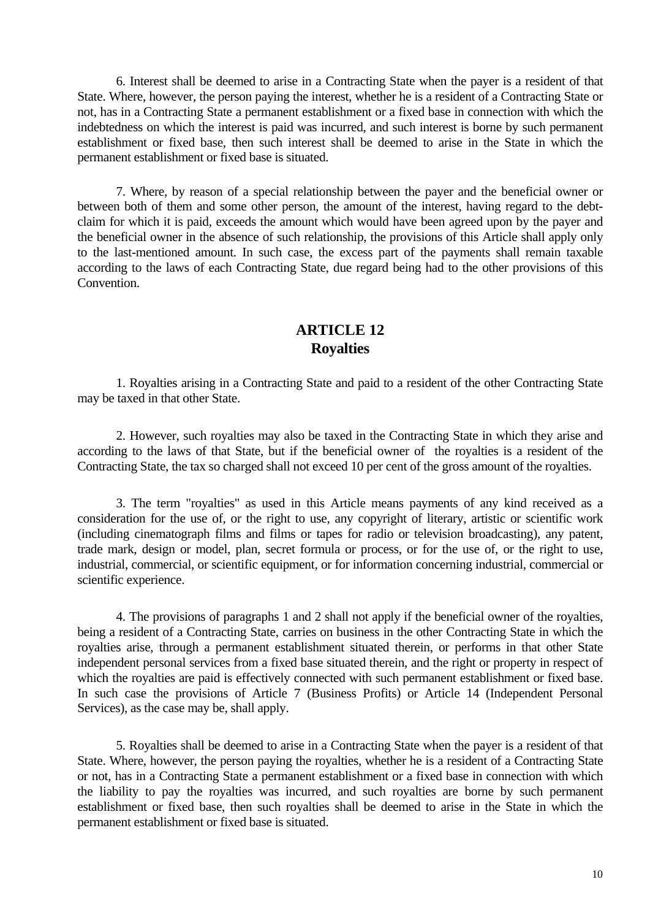6. Interest shall be deemed to arise in a Contracting State when the payer is a resident of that State. Where, however, the person paying the interest, whether he is a resident of a Contracting State or not, has in a Contracting State a permanent establishment or a fixed base in connection with which the indebtedness on which the interest is paid was incurred, and such interest is borne by such permanent establishment or fixed base, then such interest shall be deemed to arise in the State in which the permanent establishment or fixed base is situated.

7. Where, by reason of a special relationship between the payer and the beneficial owner or between both of them and some other person, the amount of the interest, having regard to the debt-claim for which it is paid, exceeds the amount which would have been agreed upon by the payer and the beneficial owner in the absence of such relationship, the provisions of this Article shall apply only to the last-mentioned amount. In such case, the excess part of the payments shall remain taxable according to the laws of each Contracting State, due regard being had to the other provisions of this Convention.

## ARTICLE 12
## Royalties

1. Royalties arising in a Contracting State and paid to a resident of the other Contracting State may be taxed in that other State.

2. However, such royalties may also be taxed in the Contracting State in which they arise and according to the laws of that State, but if the beneficial owner of the royalties is a resident of the Contracting State, the tax so charged shall not exceed 10 per cent of the gross amount of the royalties.

3. The term "royalties" as used in this Article means payments of any kind received as a consideration for the use of, or the right to use, any copyright of literary, artistic or scientific work (including cinematograph films and films or tapes for radio or television broadcasting), any patent, trade mark, design or model, plan, secret formula or process, or for the use of, or the right to use, industrial, commercial, or scientific equipment, or for information concerning industrial, commercial or scientific experience.

4. The provisions of paragraphs 1 and 2 shall not apply if the beneficial owner of the royalties, being a resident of a Contracting State, carries on business in the other Contracting State in which the royalties arise, through a permanent establishment situated therein, or performs in that other State independent personal services from a fixed base situated therein, and the right or property in respect of which the royalties are paid is effectively connected with such permanent establishment or fixed base. In such case the provisions of Article 7 (Business Profits) or Article 14 (Independent Personal Services), as the case may be, shall apply.

5. Royalties shall be deemed to arise in a Contracting State when the payer is a resident of that State. Where, however, the person paying the royalties, whether he is a resident of a Contracting State or not, has in a Contracting State a permanent establishment or a fixed base in connection with which the liability to pay the royalties was incurred, and such royalties are borne by such permanent establishment or fixed base, then such royalties shall be deemed to arise in the State in which the permanent establishment or fixed base is situated.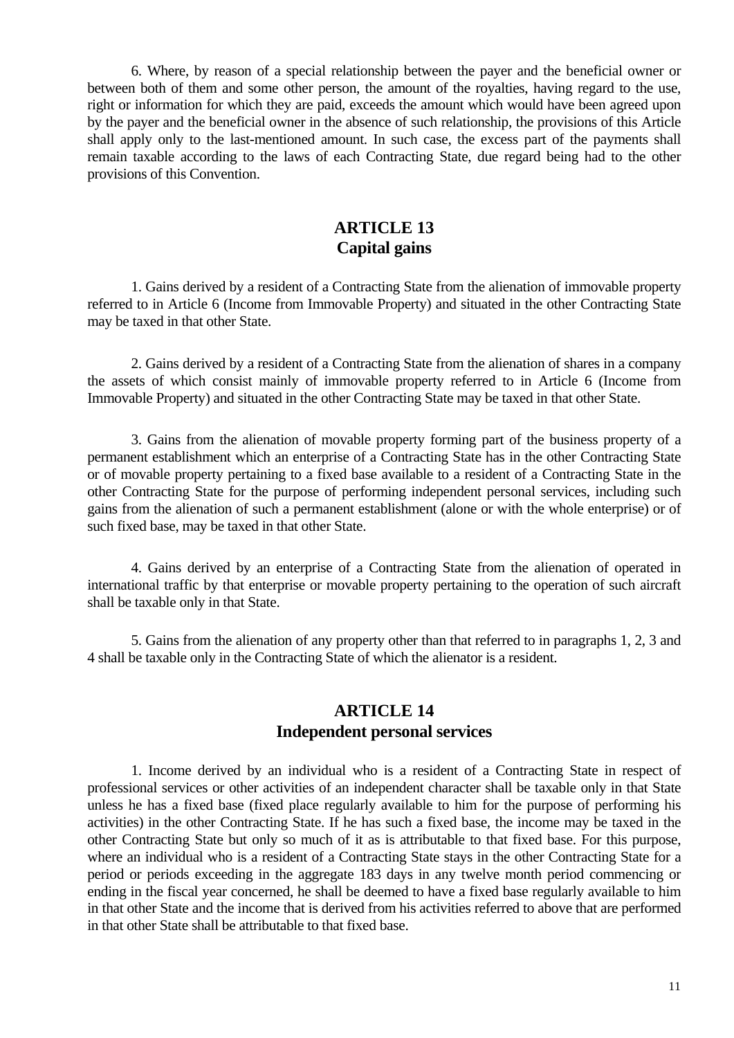6. Where, by reason of a special relationship between the payer and the beneficial owner or between both of them and some other person, the amount of the royalties, having regard to the use, right or information for which they are paid, exceeds the amount which would have been agreed upon by the payer and the beneficial owner in the absence of such relationship, the provisions of this Article shall apply only to the last-mentioned amount. In such case, the excess part of the payments shall remain taxable according to the laws of each Contracting State, due regard being had to the other provisions of this Convention.

## ARTICLE 13
## Capital gains

1. Gains derived by a resident of a Contracting State from the alienation of immovable property referred to in Article 6 (Income from Immovable Property) and situated in the other Contracting State may be taxed in that other State.

2. Gains derived by a resident of a Contracting State from the alienation of shares in a company the assets of which consist mainly of immovable property referred to in Article 6 (Income from Immovable Property) and situated in the other Contracting State may be taxed in that other State.

3. Gains from the alienation of movable property forming part of the business property of a permanent establishment which an enterprise of a Contracting State has in the other Contracting State or of movable property pertaining to a fixed base available to a resident of a Contracting State in the other Contracting State for the purpose of performing independent personal services, including such gains from the alienation of such a permanent establishment (alone or with the whole enterprise) or of such fixed base, may be taxed in that other State.

4. Gains derived by an enterprise of a Contracting State from the alienation of operated in international traffic by that enterprise or movable property pertaining to the operation of such aircraft shall be taxable only in that State.

5. Gains from the alienation of any property other than that referred to in paragraphs 1, 2, 3 and 4 shall be taxable only in the Contracting State of which the alienator is a resident.

## ARTICLE 14
## Independent personal services

1. Income derived by an individual who is a resident of a Contracting State in respect of professional services or other activities of an independent character shall be taxable only in that State unless he has a fixed base (fixed place regularly available to him for the purpose of performing his activities) in the other Contracting State. If he has such a fixed base, the income may be taxed in the other Contracting State but only so much of it as is attributable to that fixed base. For this purpose, where an individual who is a resident of a Contracting State stays in the other Contracting State for a period or periods exceeding in the aggregate 183 days in any twelve month period commencing or ending in the fiscal year concerned, he shall be deemed to have a fixed base regularly available to him in that other State and the income that is derived from his activities referred to above that are performed in that other State shall be attributable to that fixed base.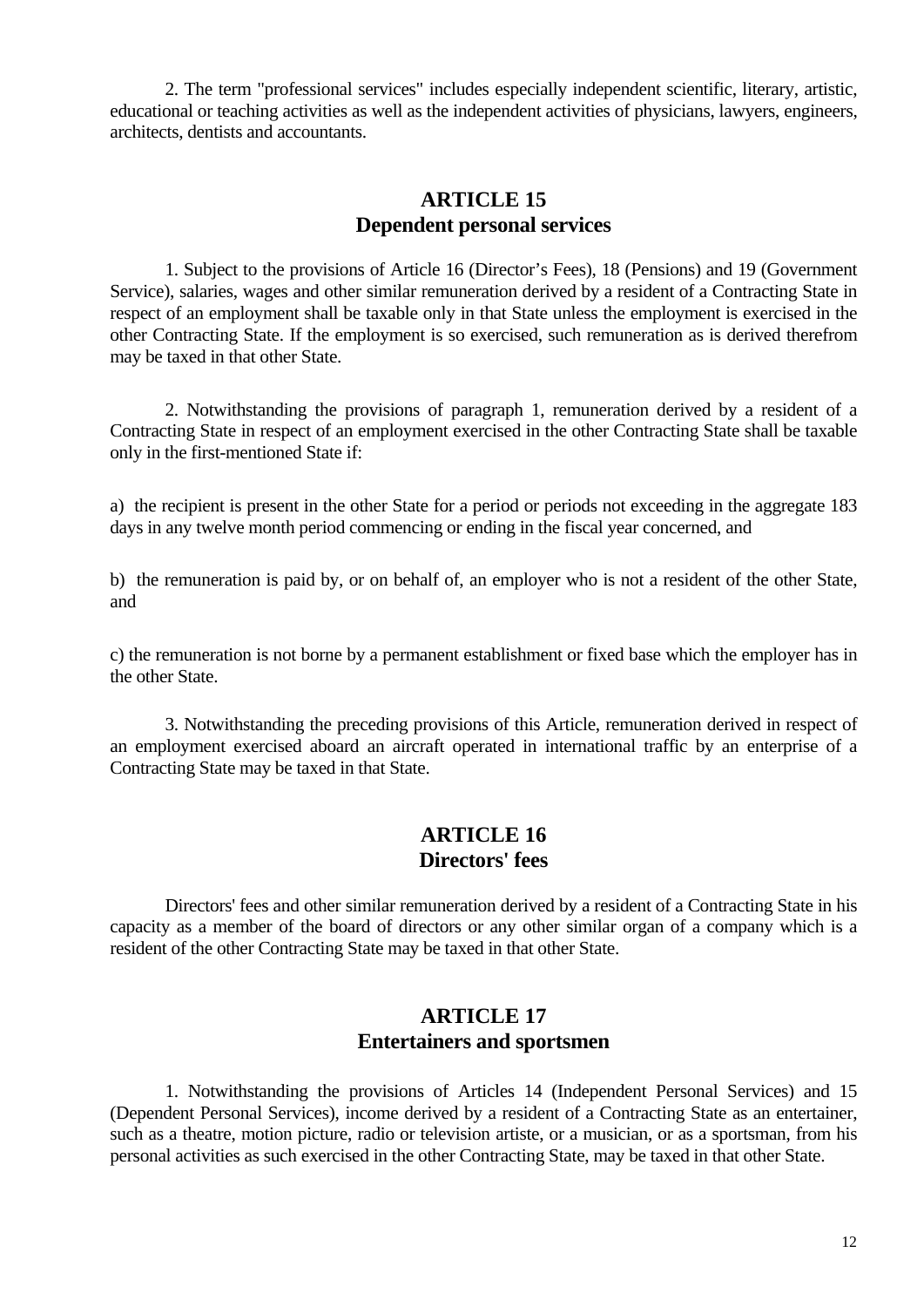2. The term "professional services" includes especially independent scientific, literary, artistic, educational or teaching activities as well as the independent activities of physicians, lawyers, engineers, architects, dentists and accountants.

## ARTICLE 15
## Dependent personal services

1. Subject to the provisions of Article 16 (Director's Fees), 18 (Pensions) and 19 (Government Service), salaries, wages and other similar remuneration derived by a resident of a Contracting State in respect of an employment shall be taxable only in that State unless the employment is exercised in the other Contracting State. If the employment is so exercised, such remuneration as is derived therefrom may be taxed in that other State.

2. Notwithstanding the provisions of paragraph 1, remuneration derived by a resident of a Contracting State in respect of an employment exercised in the other Contracting State shall be taxable only in the first-mentioned State if:

a) the recipient is present in the other State for a period or periods not exceeding in the aggregate 183 days in any twelve month period commencing or ending in the fiscal year concerned, and

b) the remuneration is paid by, or on behalf of, an employer who is not a resident of the other State, and

c) the remuneration is not borne by a permanent establishment or fixed base which the employer has in the other State.

3. Notwithstanding the preceding provisions of this Article, remuneration derived in respect of an employment exercised aboard an aircraft operated in international traffic by an enterprise of a Contracting State may be taxed in that State.

## ARTICLE 16
## Directors' fees

Directors' fees and other similar remuneration derived by a resident of a Contracting State in his capacity as a member of the board of directors or any other similar organ of a company which is a resident of the other Contracting State may be taxed in that other State.

## ARTICLE 17
## Entertainers and sportsmen

1. Notwithstanding the provisions of Articles 14 (Independent Personal Services) and 15 (Dependent Personal Services), income derived by a resident of a Contracting State as an entertainer, such as a theatre, motion picture, radio or television artiste, or a musician, or as a sportsman, from his personal activities as such exercised in the other Contracting State, may be taxed in that other State.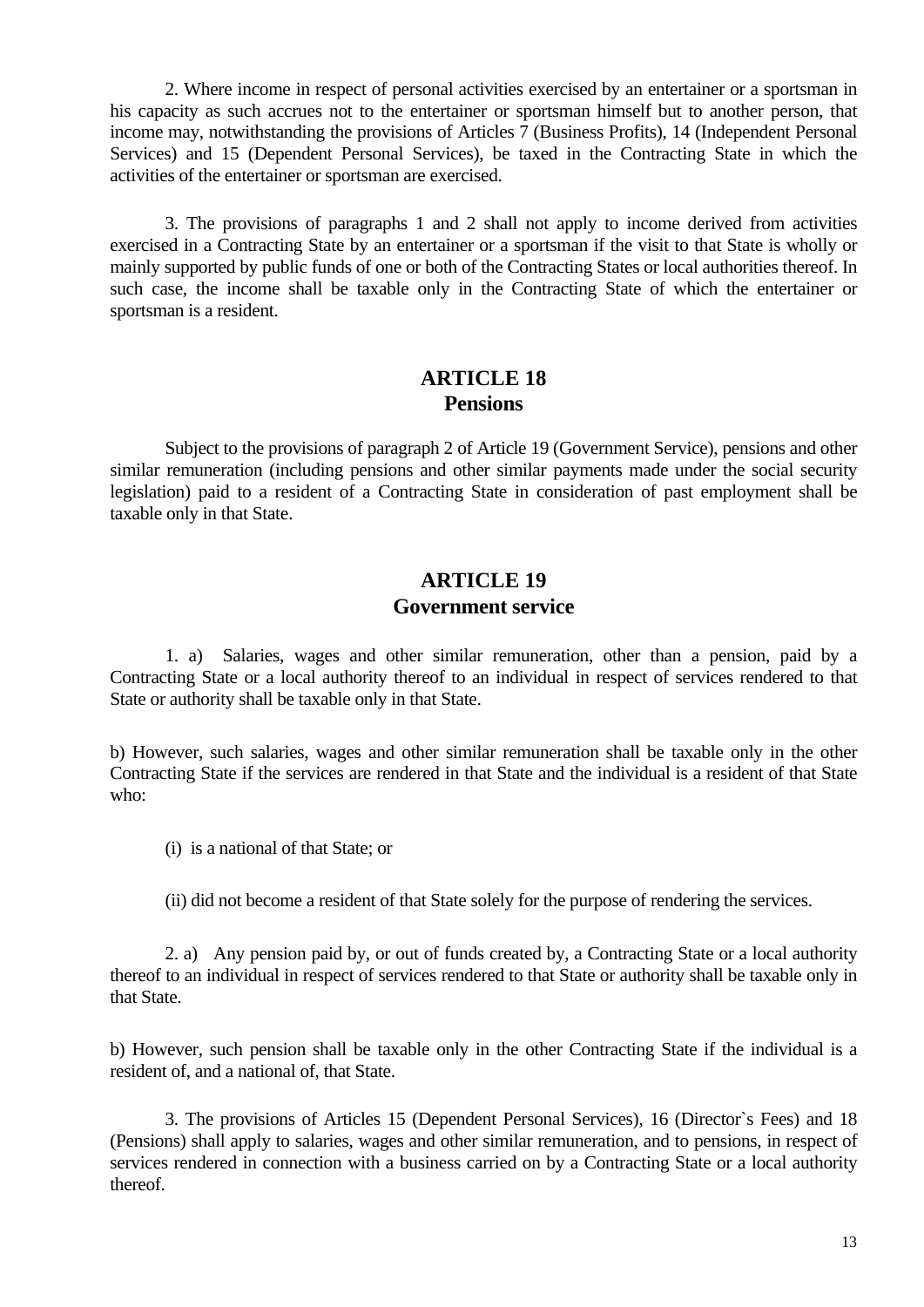2. Where income in respect of personal activities exercised by an entertainer or a sportsman in his capacity as such accrues not to the entertainer or sportsman himself but to another person, that income may, notwithstanding the provisions of Articles 7 (Business Profits), 14 (Independent Personal Services) and 15 (Dependent Personal Services), be taxed in the Contracting State in which the activities of the entertainer or sportsman are exercised.

3. The provisions of paragraphs 1 and 2 shall not apply to income derived from activities exercised in a Contracting State by an entertainer or a sportsman if the visit to that State is wholly or mainly supported by public funds of one or both of the Contracting States or local authorities thereof. In such case, the income shall be taxable only in the Contracting State of which the entertainer or sportsman is a resident.

## ARTICLE 18
## Pensions

Subject to the provisions of paragraph 2 of Article 19 (Government Service), pensions and other similar remuneration (including pensions and other similar payments made under the social security legislation) paid to a resident of a Contracting State in consideration of past employment shall be taxable only in that State.

## ARTICLE 19
## Government service

1. a) Salaries, wages and other similar remuneration, other than a pension, paid by a Contracting State or a local authority thereof to an individual in respect of services rendered to that State or authority shall be taxable only in that State.

b) However, such salaries, wages and other similar remuneration shall be taxable only in the other Contracting State if the services are rendered in that State and the individual is a resident of that State who:

(i) is a national of that State; or

(ii) did not become a resident of that State solely for the purpose of rendering the services.

2. a) Any pension paid by, or out of funds created by, a Contracting State or a local authority thereof to an individual in respect of services rendered to that State or authority shall be taxable only in that State.

b) However, such pension shall be taxable only in the other Contracting State if the individual is a resident of, and a national of, that State.

3. The provisions of Articles 15 (Dependent Personal Services), 16 (Director`s Fees) and 18 (Pensions) shall apply to salaries, wages and other similar remuneration, and to pensions, in respect of services rendered in connection with a business carried on by a Contracting State or a local authority thereof.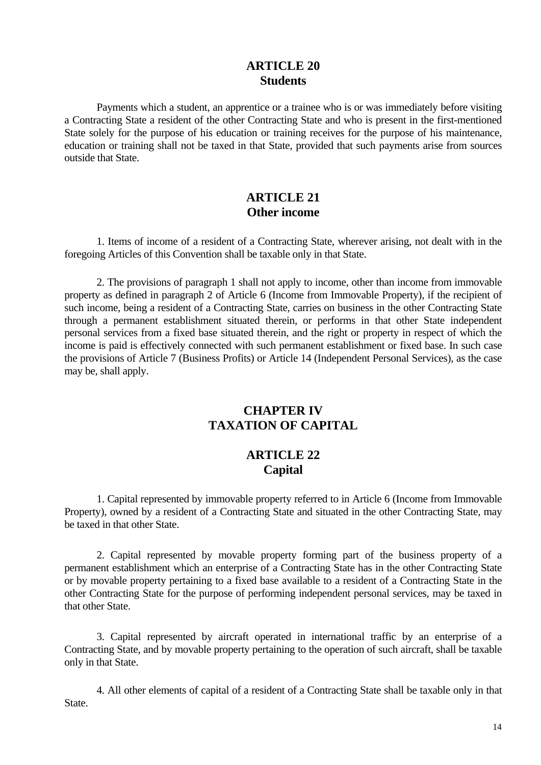## ARTICLE 20
## Students

Payments which a student, an apprentice or a trainee who is or was immediately before visiting a Contracting State a resident of the other Contracting State and who is present in the first-mentioned State solely for the purpose of his education or training receives for the purpose of his maintenance, education or training shall not be taxed in that State, provided that such payments arise from sources outside that State.

## ARTICLE 21
## Other income

1. Items of income of a resident of a Contracting State, wherever arising, not dealt with in the foregoing Articles of this Convention shall be taxable only in that State.

2. The provisions of paragraph 1 shall not apply to income, other than income from immovable property as defined in paragraph 2 of Article 6 (Income from Immovable Property), if the recipient of such income, being a resident of a Contracting State, carries on business in the other Contracting State through a permanent establishment situated therein, or performs in that other State independent personal services from a fixed base situated therein, and the right or property in respect of which the income is paid is effectively connected with such permanent establishment or fixed base. In such case the provisions of Article 7 (Business Profits) or Article 14 (Independent Personal Services), as the case may be, shall apply.

# CHAPTER IV
# TAXATION OF CAPITAL

## ARTICLE 22
## Capital

1. Capital represented by immovable property referred to in Article 6 (Income from Immovable Property), owned by a resident of a Contracting State and situated in the other Contracting State, may be taxed in that other State.

2. Capital represented by movable property forming part of the business property of a permanent establishment which an enterprise of a Contracting State has in the other Contracting State or by movable property pertaining to a fixed base available to a resident of a Contracting State in the other Contracting State for the purpose of performing independent personal services, may be taxed in that other State.

3. Capital represented by aircraft operated in international traffic by an enterprise of a Contracting State, and by movable property pertaining to the operation of such aircraft, shall be taxable only in that State.

4. All other elements of capital of a resident of a Contracting State shall be taxable only in that State.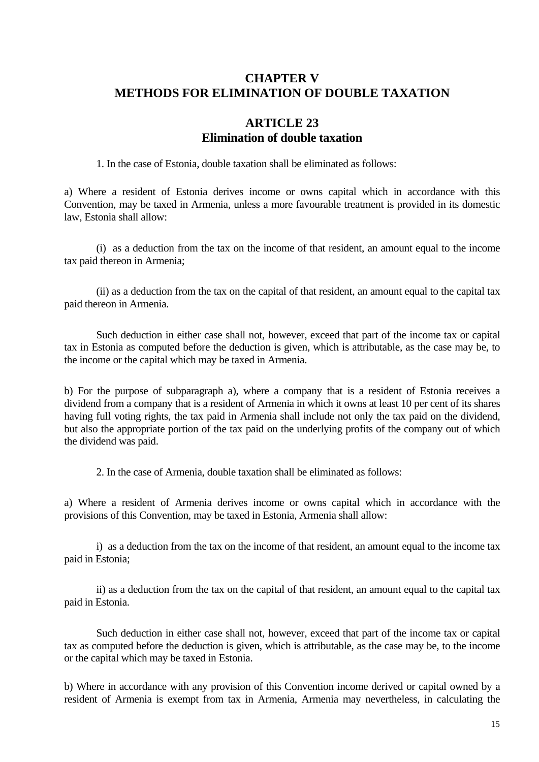## CHAPTER V
## METHODS FOR ELIMINATION OF DOUBLE TAXATION

### ARTICLE 23
### Elimination of double taxation

1. In the case of Estonia, double taxation shall be eliminated as follows:

a) Where a resident of Estonia derives income or owns capital which in accordance with this Convention, may be taxed in Armenia, unless a more favourable treatment is provided in its domestic law, Estonia shall allow:

(i) as a deduction from the tax on the income of that resident, an amount equal to the income tax paid thereon in Armenia;

(ii) as a deduction from the tax on the capital of that resident, an amount equal to the capital tax paid thereon in Armenia.

Such deduction in either case shall not, however, exceed that part of the income tax or capital tax in Estonia as computed before the deduction is given, which is attributable, as the case may be, to the income or the capital which may be taxed in Armenia.

b) For the purpose of subparagraph a), where a company that is a resident of Estonia receives a dividend from a company that is a resident of Armenia in which it owns at least 10 per cent of its shares having full voting rights, the tax paid in Armenia shall include not only the tax paid on the dividend, but also the appropriate portion of the tax paid on the underlying profits of the company out of which the dividend was paid.

2. In the case of Armenia, double taxation shall be eliminated as follows:

a) Where a resident of Armenia derives income or owns capital which in accordance with the provisions of this Convention, may be taxed in Estonia, Armenia shall allow:

i) as a deduction from the tax on the income of that resident, an amount equal to the income tax paid in Estonia;

ii) as a deduction from the tax on the capital of that resident, an amount equal to the capital tax paid in Estonia.

Such deduction in either case shall not, however, exceed that part of the income tax or capital tax as computed before the deduction is given, which is attributable, as the case may be, to the income or the capital which may be taxed in Estonia.

b) Where in accordance with any provision of this Convention income derived or capital owned by a resident of Armenia is exempt from tax in Armenia, Armenia may nevertheless, in calculating the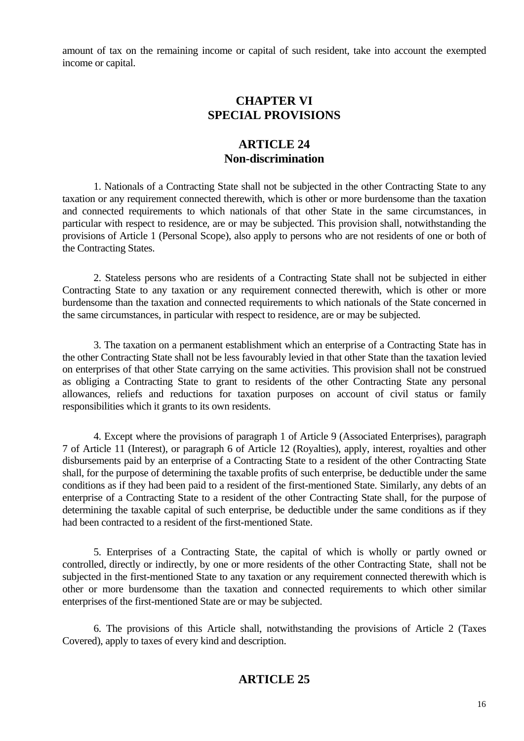amount of tax on the remaining income or capital of such resident, take into account the exempted income or capital.

## CHAPTER VI
## SPECIAL PROVISIONS

### ARTICLE 24
### Non-discrimination

1. Nationals of a Contracting State shall not be subjected in the other Contracting State to any taxation or any requirement connected therewith, which is other or more burdensome than the taxation and connected requirements to which nationals of that other State in the same circumstances, in particular with respect to residence, are or may be subjected. This provision shall, notwithstanding the provisions of Article 1 (Personal Scope), also apply to persons who are not residents of one or both of the Contracting States.

2. Stateless persons who are residents of a Contracting State shall not be subjected in either Contracting State to any taxation or any requirement connected therewith, which is other or more burdensome than the taxation and connected requirements to which nationals of the State concerned in the same circumstances, in particular with respect to residence, are or may be subjected.

3. The taxation on a permanent establishment which an enterprise of a Contracting State has in the other Contracting State shall not be less favourably levied in that other State than the taxation levied on enterprises of that other State carrying on the same activities. This provision shall not be construed as obliging a Contracting State to grant to residents of the other Contracting State any personal allowances, reliefs and reductions for taxation purposes on account of civil status or family responsibilities which it grants to its own residents.

4. Except where the provisions of paragraph 1 of Article 9 (Associated Enterprises), paragraph 7 of Article 11 (Interest), or paragraph 6 of Article 12 (Royalties), apply, interest, royalties and other disbursements paid by an enterprise of a Contracting State to a resident of the other Contracting State shall, for the purpose of determining the taxable profits of such enterprise, be deductible under the same conditions as if they had been paid to a resident of the first-mentioned State. Similarly, any debts of an enterprise of a Contracting State to a resident of the other Contracting State shall, for the purpose of determining the taxable capital of such enterprise, be deductible under the same conditions as if they had been contracted to a resident of the first-mentioned State.

5. Enterprises of a Contracting State, the capital of which is wholly or partly owned or controlled, directly or indirectly, by one or more residents of the other Contracting State, shall not be subjected in the first-mentioned State to any taxation or any requirement connected therewith which is other or more burdensome than the taxation and connected requirements to which other similar enterprises of the first-mentioned State are or may be subjected.

6. The provisions of this Article shall, notwithstanding the provisions of Article 2 (Taxes Covered), apply to taxes of every kind and description.

### ARTICLE 25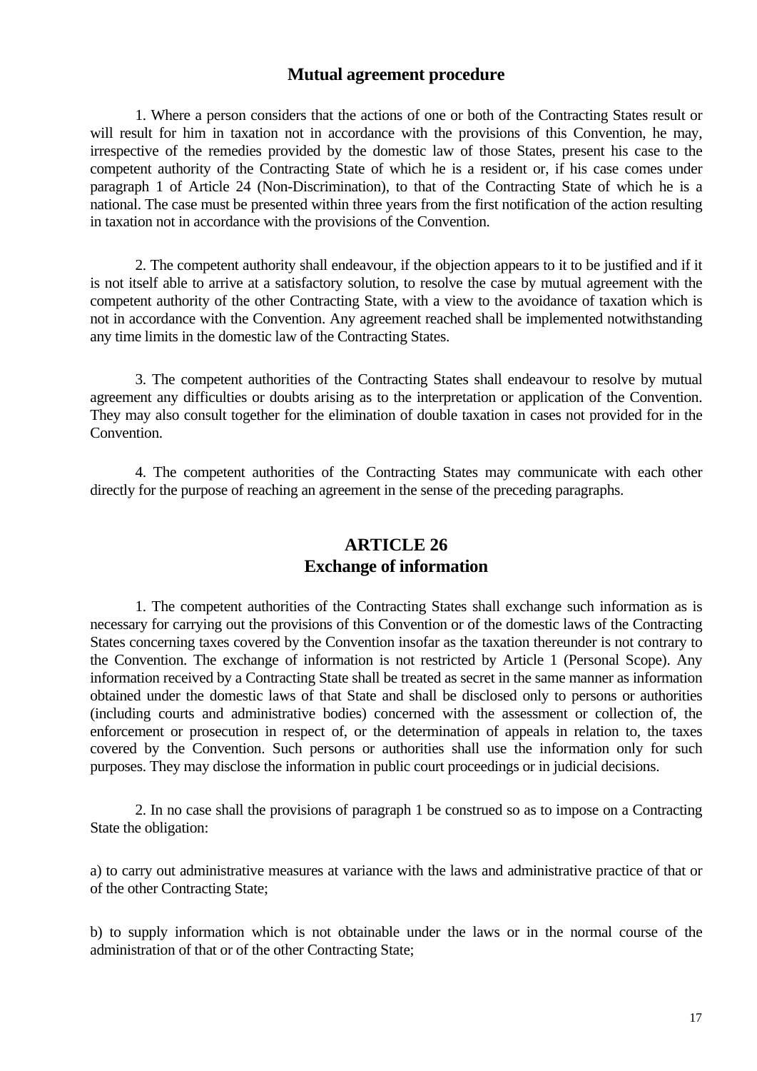## Mutual agreement procedure

1. Where a person considers that the actions of one or both of the Contracting States result or will result for him in taxation not in accordance with the provisions of this Convention, he may, irrespective of the remedies provided by the domestic law of those States, present his case to the competent authority of the Contracting State of which he is a resident or, if his case comes under paragraph 1 of Article 24 (Non-Discrimination), to that of the Contracting State of which he is a national. The case must be presented within three years from the first notification of the action resulting in taxation not in accordance with the provisions of the Convention.

2. The competent authority shall endeavour, if the objection appears to it to be justified and if it is not itself able to arrive at a satisfactory solution, to resolve the case by mutual agreement with the competent authority of the other Contracting State, with a view to the avoidance of taxation which is not in accordance with the Convention. Any agreement reached shall be implemented notwithstanding any time limits in the domestic law of the Contracting States.

3. The competent authorities of the Contracting States shall endeavour to resolve by mutual agreement any difficulties or doubts arising as to the interpretation or application of the Convention. They may also consult together for the elimination of double taxation in cases not provided for in the Convention.

4. The competent authorities of the Contracting States may communicate with each other directly for the purpose of reaching an agreement in the sense of the preceding paragraphs.

## ARTICLE 26
## Exchange of information

1. The competent authorities of the Contracting States shall exchange such information as is necessary for carrying out the provisions of this Convention or of the domestic laws of the Contracting States concerning taxes covered by the Convention insofar as the taxation thereunder is not contrary to the Convention. The exchange of information is not restricted by Article 1 (Personal Scope). Any information received by a Contracting State shall be treated as secret in the same manner as information obtained under the domestic laws of that State and shall be disclosed only to persons or authorities (including courts and administrative bodies) concerned with the assessment or collection of, the enforcement or prosecution in respect of, or the determination of appeals in relation to, the taxes covered by the Convention. Such persons or authorities shall use the information only for such purposes. They may disclose the information in public court proceedings or in judicial decisions.

2. In no case shall the provisions of paragraph 1 be construed so as to impose on a Contracting State the obligation:

a) to carry out administrative measures at variance with the laws and administrative practice of that or of the other Contracting State;

b) to supply information which is not obtainable under the laws or in the normal course of the administration of that or of the other Contracting State;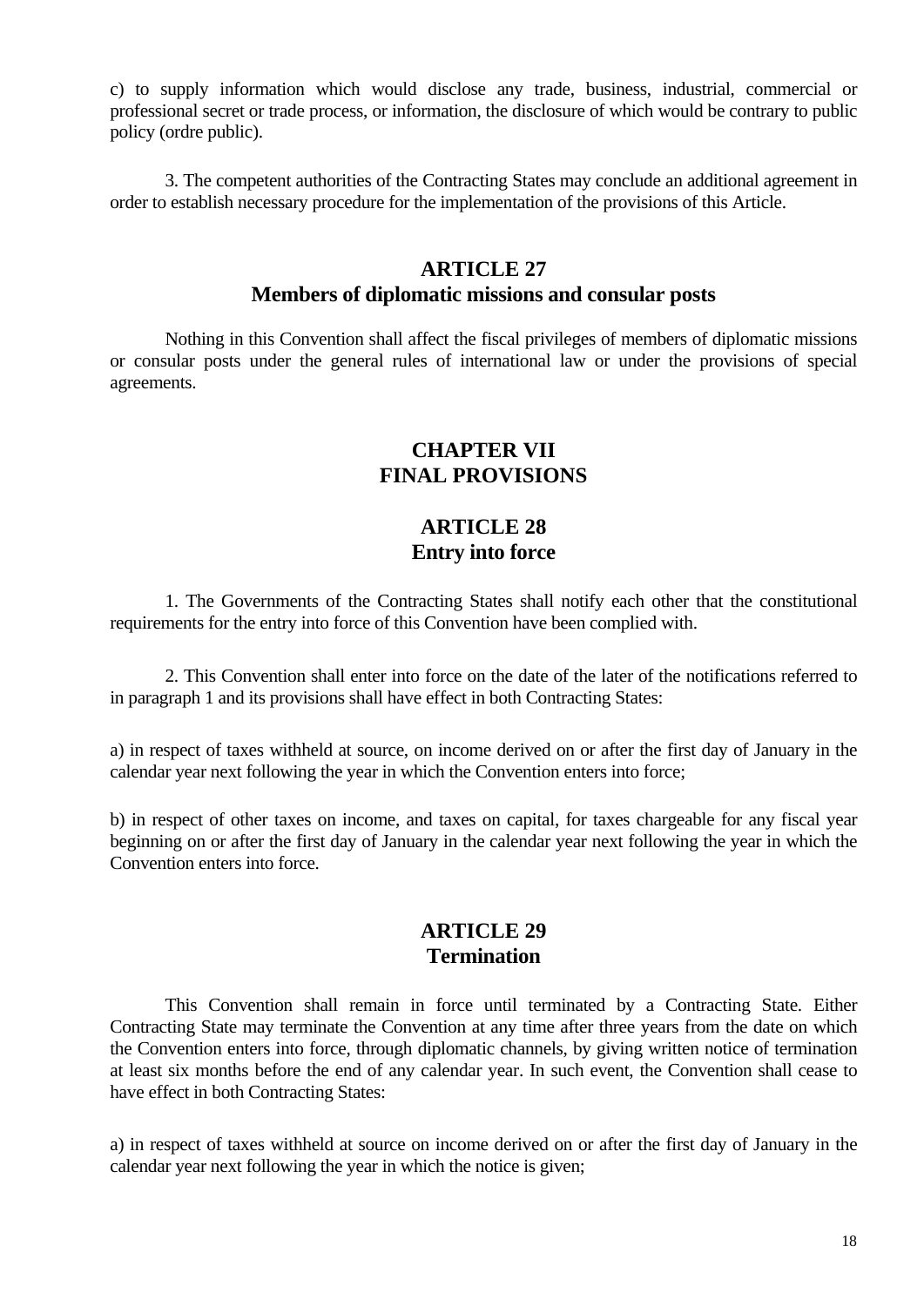c) to supply information which would disclose any trade, business, industrial, commercial or professional secret or trade process, or information, the disclosure of which would be contrary to public policy (ordre public).

3. The competent authorities of the Contracting States may conclude an additional agreement in order to establish necessary procedure for the implementation of the provisions of this Article.

## ARTICLE 27
## Members of diplomatic missions and consular posts

Nothing in this Convention shall affect the fiscal privileges of members of diplomatic missions or consular posts under the general rules of international law or under the provisions of special agreements.

# CHAPTER VII
# FINAL PROVISIONS

## ARTICLE 28
## Entry into force

1. The Governments of the Contracting States shall notify each other that the constitutional requirements for the entry into force of this Convention have been complied with.

2. This Convention shall enter into force on the date of the later of the notifications referred to in paragraph 1 and its provisions shall have effect in both Contracting States:

a) in respect of taxes withheld at source, on income derived on or after the first day of January in the calendar year next following the year in which the Convention enters into force;

b) in respect of other taxes on income, and taxes on capital, for taxes chargeable for any fiscal year beginning on or after the first day of January in the calendar year next following the year in which the Convention enters into force.

## ARTICLE 29
## Termination

This Convention shall remain in force until terminated by a Contracting State. Either Contracting State may terminate the Convention at any time after three years from the date on which the Convention enters into force, through diplomatic channels, by giving written notice of termination at least six months before the end of any calendar year. In such event, the Convention shall cease to have effect in both Contracting States:

a) in respect of taxes withheld at source on income derived on or after the first day of January in the calendar year next following the year in which the notice is given;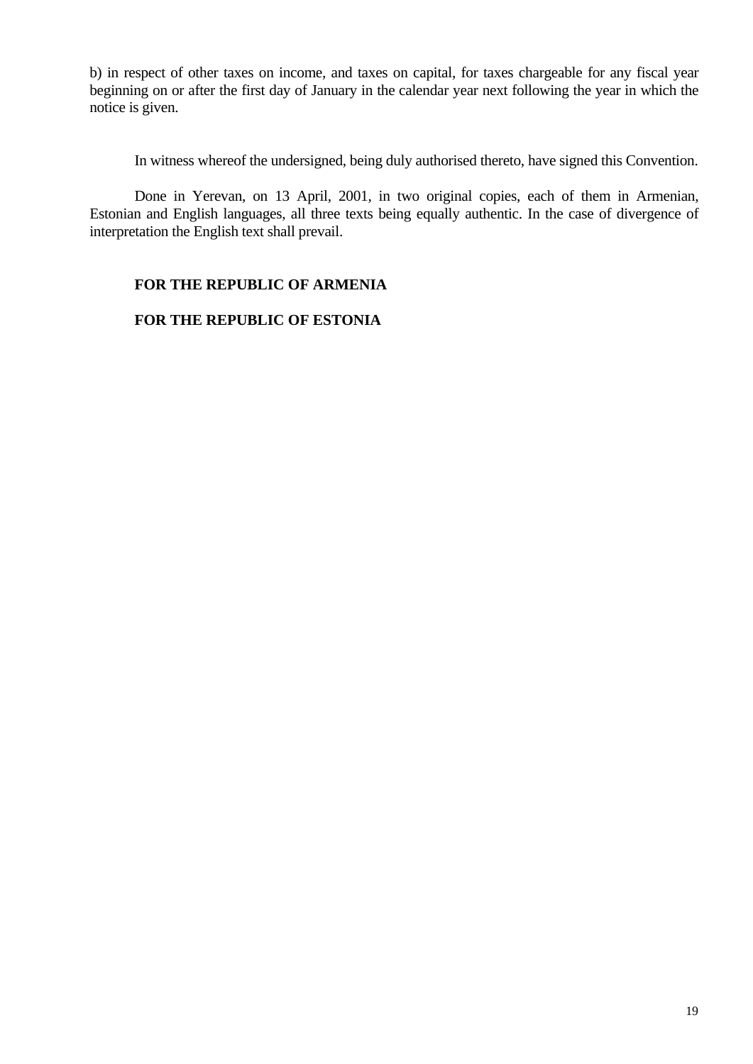b) in respect of other taxes on income, and taxes on capital, for taxes chargeable for any fiscal year beginning on or after the first day of January in the calendar year next following the year in which the notice is given.

In witness whereof the undersigned, being duly authorised thereto, have signed this Convention.

Done in Yerevan, on 13 April, 2001, in two original copies, each of them in Armenian, Estonian and English languages, all three texts being equally authentic. In the case of divergence of interpretation the English text shall prevail.

**FOR THE REPUBLIC OF ARMENIA**

**FOR THE REPUBLIC OF ESTONIA**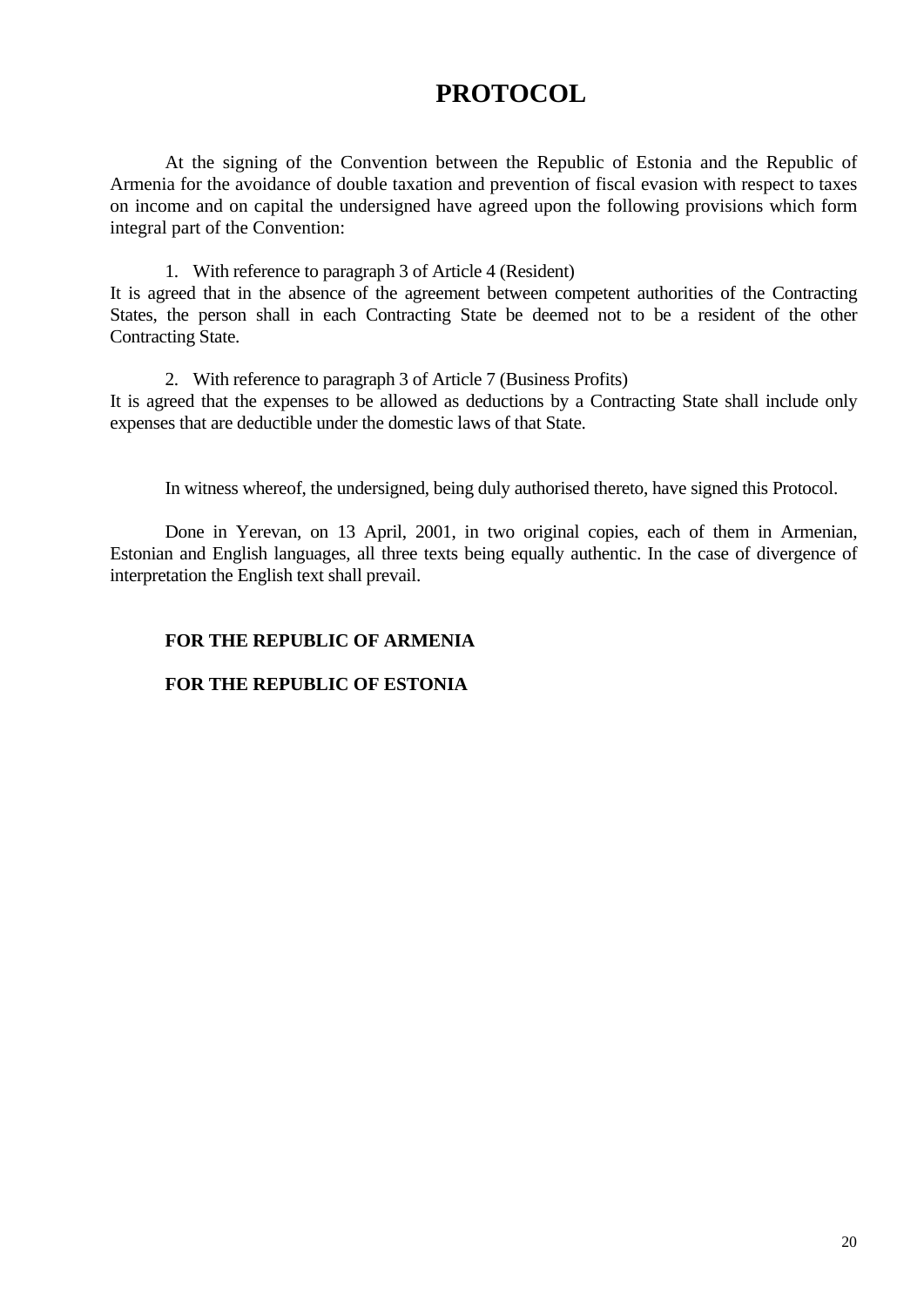# PROTOCOL

At the signing of the Convention between the Republic of Estonia and the Republic of Armenia for the avoidance of double taxation and prevention of fiscal evasion with respect to taxes on income and on capital the undersigned have agreed upon the following provisions which form integral part of the Convention:

1. With reference to paragraph 3 of Article 4 (Resident)

It is agreed that in the absence of the agreement between competent authorities of the Contracting States, the person shall in each Contracting State be deemed not to be a resident of the other Contracting State.

2. With reference to paragraph 3 of Article 7 (Business Profits)

It is agreed that the expenses to be allowed as deductions by a Contracting State shall include only expenses that are deductible under the domestic laws of that State.

In witness whereof, the undersigned, being duly authorised thereto, have signed this Protocol.

Done in Yerevan, on 13 April, 2001, in two original copies, each of them in Armenian, Estonian and English languages, all three texts being equally authentic. In the case of divergence of interpretation the English text shall prevail.

**FOR THE REPUBLIC OF ARMENIA**

**FOR THE REPUBLIC OF ESTONIA**